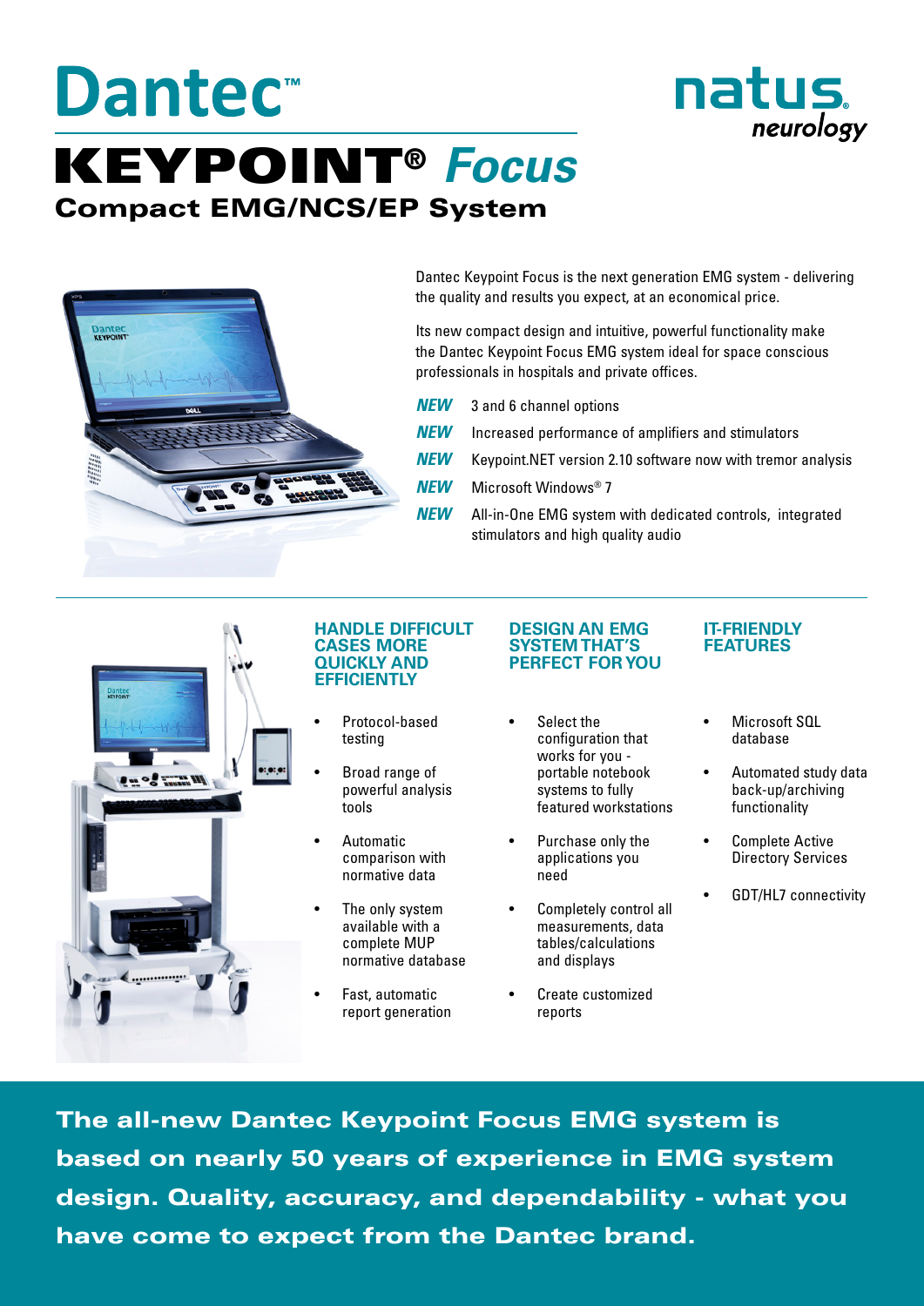# Dantec™ KEYPOINT® *Focus*

natus neurology

## Compact EMG/NCS/EP System

Dantec Keypoint Focus is the next generation EMG system - delivering the quality and results you expect, at an economical price.

Its new compact design and intuitive, powerful functionality make the Dantec Keypoint Focus EMG system ideal for space conscious professionals in hospitals and private offices.

- ***NEW*** 3 and 6 channel options
- ***NEW*** Increased performance of amplifiers and stimulators
- ***NEW*** Keypoint.NET version 2.10 software now with tremor analysis
- ***NEW*** Microsoft Windows® 7
- ***NEW*** All-in-One EMG system with dedicated controls, integrated stimulators and high quality audio

### HANDLE DIFFICULT CASES MORE QUICKLY AND EFFICIENTLY

- Protocol-based testing
- Broad range of powerful analysis tools
- Automatic comparison with normative data
- The only system available with a complete MUP normative database
- Fast, automatic report generation

### DESIGN AN EMG SYSTEM THAT'S PERFECT FOR YOU

- Select the configuration that works for you - portable notebook systems to fully featured workstations
- Purchase only the applications you need
- Completely control all measurements, data tables/calculations and displays
- Create customized reports

### IT-FRIENDLY FEATURES

- Microsoft SQL database
- Automated study data back-up/archiving functionality
- Complete Active Directory Services
- GDT/HL7 connectivity

**The all-new Dantec Keypoint Focus EMG system is based on nearly 50 years of experience in EMG system design. Quality, accuracy, and dependability - what you have come to expect from the Dantec brand.**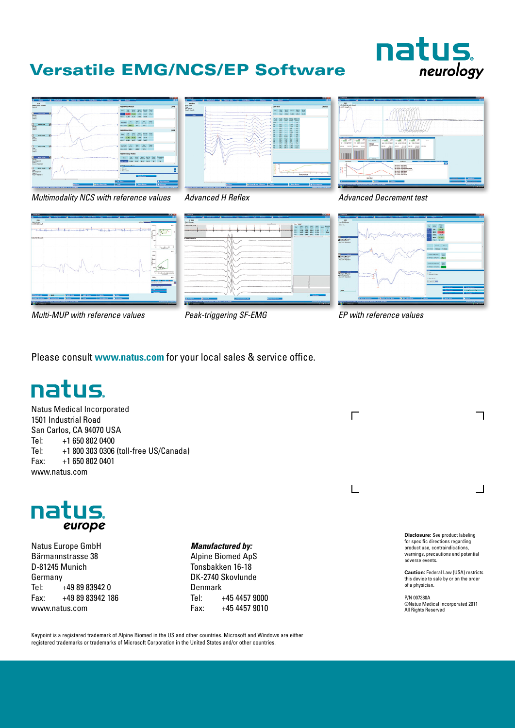# Versatile EMG/NCS/EP Software

*Multimodality NCS with reference values*

*Advanced H Reflex*

*Advanced Decrement test*

*Multi-MUP with reference values*

*Peak-triggering SF-EMG*

*EP with reference values*

Please consult **www.natus.com** for your local sales & service office.

Natus Medical Incorporated
1501 Industrial Road
San Carlos, CA 94070 USA
Tel: +1 650 802 0400
Tel: +1 800 303 0306 (toll-free US/Canada)
Fax: +1 650 802 0401
www.natus.com

Natus Europe GmbH
Bärmannstrasse 38
D-81245 Munich
Germany
Tel: +49 89 83942 0
Fax: +49 89 83942 186
www.natus.com

***Manufactured by:***
Alpine Biomed ApS
Tonsbakken 16-18
DK-2740 Skovlunde
Denmark
Tel: +45 4457 9000
Fax: +45 4457 9010

**Disclosure:** See product labeling for specific directions regarding product use, contraindications, warnings, precautions and potential adverse events.

**Caution:** Federal Law (USA) restricts this device to sale by or on the order of a physician.

P/N 007380A
©Natus Medical Incorporated 2011
All Rights Reserved

Keypoint is a registered trademark of Alpine Biomed in the US and other countries. Microsoft and Windows are either registered trademarks or trademarks of Microsoft Corporation in the United States and/or other countries.